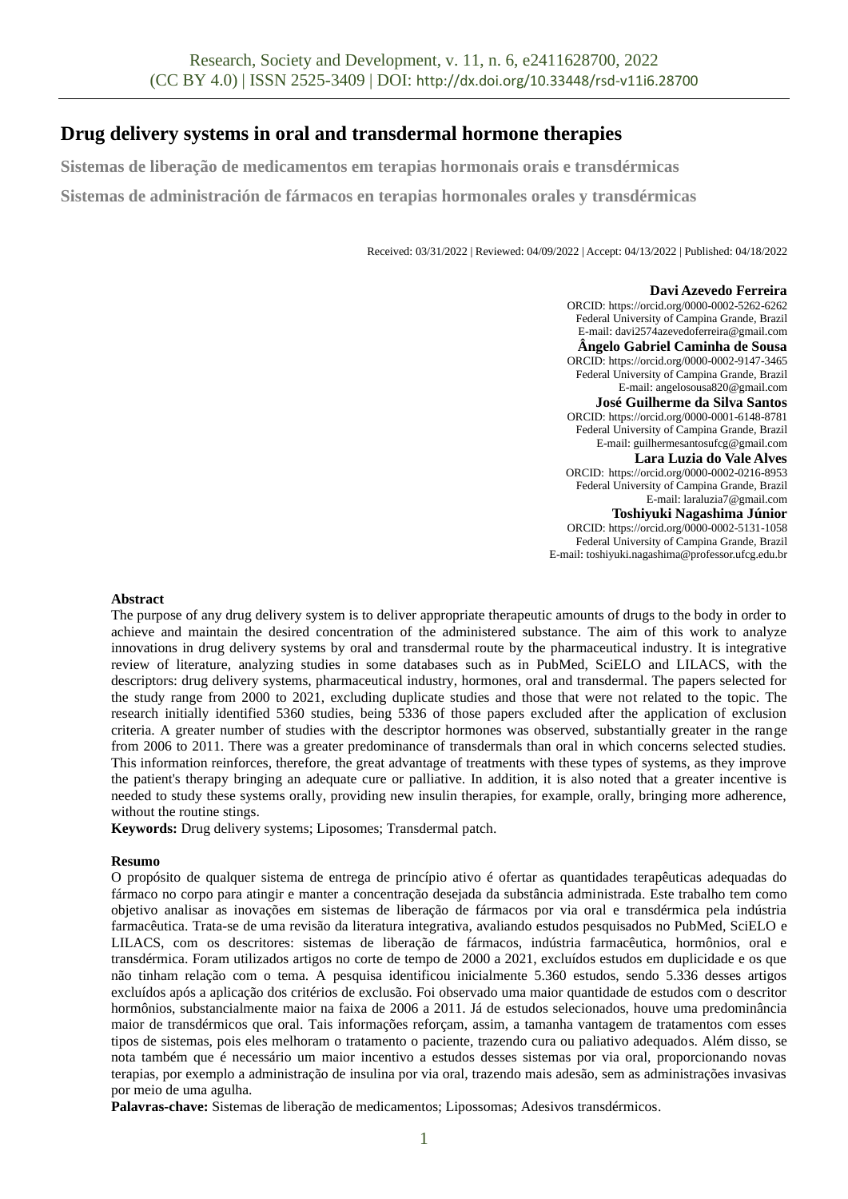# Drug delivery systems in oral and transdermal hormone therapies

**Sistemas de liberação de medicamentos em terapias hormonais orais e transdérmicas**

**Sistemas de administración de fármacos en terapias hormonales orales y transdérmicas**

Received: 03/31/2022 | Reviewed: 04/09/2022 | Accept: 04/13/2022 | Published: 04/18/2022

**Davi Azevedo Ferreira**
ORCID: https://orcid.org/0000-0002-5262-6262
Federal University of Campina Grande, Brazil
E-mail: davi2574azevedoferreira@gmail.com

**Ângelo Gabriel Caminha de Sousa**
ORCID: https://orcid.org/0000-0002-9147-3465
Federal University of Campina Grande, Brazil
E-mail: angelosousa820@gmail.com

**José Guilherme da Silva Santos**
ORCID: https://orcid.org/0000-0001-6148-8781
Federal University of Campina Grande, Brazil
E-mail: guilhermesantosufcg@gmail.com

**Lara Luzia do Vale Alves**
ORCID: https://orcid.org/0000-0002-0216-8953
Federal University of Campina Grande, Brazil
E-mail: laraluzia7@gmail.com

**Toshiyuki Nagashima Júnior**
ORCID: https://orcid.org/0000-0002-5131-1058
Federal University of Campina Grande, Brazil
E-mail: toshiyuki.nagashima@professor.ufcg.edu.br

**Abstract**

The purpose of any drug delivery system is to deliver appropriate therapeutic amounts of drugs to the body in order to achieve and maintain the desired concentration of the administered substance. The aim of this work to analyze innovations in drug delivery systems by oral and transdermal route by the pharmaceutical industry. It is integrative review of literature, analyzing studies in some databases such as in PubMed, SciELO and LILACS, with the descriptors: drug delivery systems, pharmaceutical industry, hormones, oral and transdermal. The papers selected for the study range from 2000 to 2021, excluding duplicate studies and those that were not related to the topic. The research initially identified 5360 studies, being 5336 of those papers excluded after the application of exclusion criteria. A greater number of studies with the descriptor hormones was observed, substantially greater in the range from 2006 to 2011. There was a greater predominance of transdermals than oral in which concerns selected studies. This information reinforces, therefore, the great advantage of treatments with these types of systems, as they improve the patient's therapy bringing an adequate cure or palliative. In addition, it is also noted that a greater incentive is needed to study these systems orally, providing new insulin therapies, for example, orally, bringing more adherence, without the routine stings.

**Keywords:** Drug delivery systems; Liposomes; Transdermal patch.

**Resumo**

O propósito de qualquer sistema de entrega de princípio ativo é ofertar as quantidades terapêuticas adequadas do fármaco no corpo para atingir e manter a concentração desejada da substância administrada. Este trabalho tem como objetivo analisar as inovações em sistemas de liberação de fármacos por via oral e transdérmica pela indústria farmacêutica. Trata-se de uma revisão da literatura integrativa, avaliando estudos pesquisados no PubMed, SciELO e LILACS, com os descritores: sistemas de liberação de fármacos, indústria farmacêutica, hormônios, oral e transdérmica. Foram utilizados artigos no corte de tempo de 2000 a 2021, excluídos estudos em duplicidade e os que não tinham relação com o tema. A pesquisa identificou inicialmente 5.360 estudos, sendo 5.336 desses artigos excluídos após a aplicação dos critérios de exclusão. Foi observado uma maior quantidade de estudos com o descritor hormônios, substancialmente maior na faixa de 2006 a 2011. Já de estudos selecionados, houve uma predominância maior de transdérmicos que oral. Tais informações reforçam, assim, a tamanha vantagem de tratamentos com esses tipos de sistemas, pois eles melhoram o tratamento o paciente, trazendo cura ou paliativo adequados. Além disso, se nota também que é necessário um maior incentivo a estudos desses sistemas por via oral, proporcionando novas terapias, por exemplo a administração de insulina por via oral, trazendo mais adesão, sem as administrações invasivas por meio de uma agulha.

**Palavras-chave:** Sistemas de liberação de medicamentos; Lipossomas; Adesivos transdérmicos.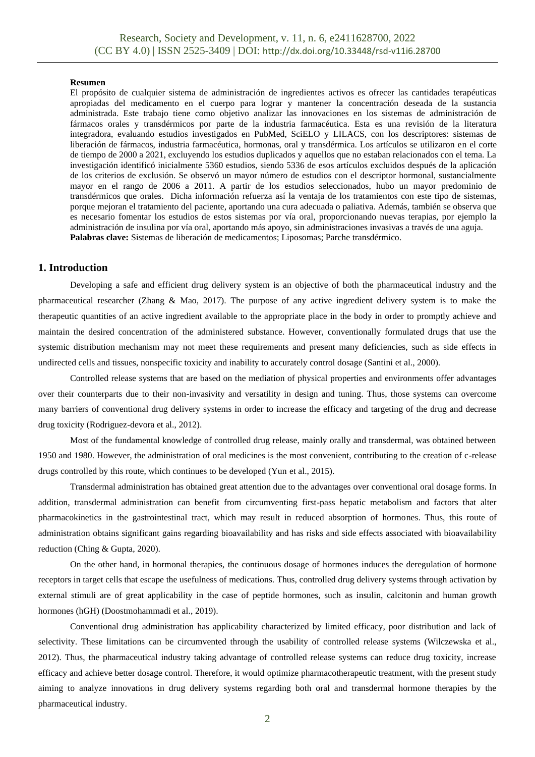**Resumen**

El propósito de cualquier sistema de administración de ingredientes activos es ofrecer las cantidades terapéuticas apropiadas del medicamento en el cuerpo para lograr y mantener la concentración deseada de la sustancia administrada. Este trabajo tiene como objetivo analizar las innovaciones en los sistemas de administración de fármacos orales y transdérmicos por parte de la industria farmacéutica. Esta es una revisión de la literatura integradora, evaluando estudios investigados en PubMed, SciELO y LILACS, con los descriptores: sistemas de liberación de fármacos, industria farmacéutica, hormonas, oral y transdérmica. Los artículos se utilizaron en el corte de tiempo de 2000 a 2021, excluyendo los estudios duplicados y aquellos que no estaban relacionados con el tema. La investigación identificó inicialmente 5360 estudios, siendo 5336 de esos artículos excluidos después de la aplicación de los criterios de exclusión. Se observó un mayor número de estudios con el descriptor hormonal, sustancialmente mayor en el rango de 2006 a 2011. A partir de los estudios seleccionados, hubo un mayor predominio de transdérmicos que orales. Dicha información refuerza así la ventaja de los tratamientos con este tipo de sistemas, porque mejoran el tratamiento del paciente, aportando una cura adecuada o paliativa. Además, también se observa que es necesario fomentar los estudios de estos sistemas por vía oral, proporcionando nuevas terapias, por ejemplo la administración de insulina por vía oral, aportando más apoyo, sin administraciones invasivas a través de una aguja.

**Palabras clave:** Sistemas de liberación de medicamentos; Liposomas; Parche transdérmico.

## 1. Introduction

Developing a safe and efficient drug delivery system is an objective of both the pharmaceutical industry and the pharmaceutical researcher (Zhang & Mao, 2017). The purpose of any active ingredient delivery system is to make the therapeutic quantities of an active ingredient available to the appropriate place in the body in order to promptly achieve and maintain the desired concentration of the administered substance. However, conventionally formulated drugs that use the systemic distribution mechanism may not meet these requirements and present many deficiencies, such as side effects in undirected cells and tissues, nonspecific toxicity and inability to accurately control dosage (Santini et al., 2000).

Controlled release systems that are based on the mediation of physical properties and environments offer advantages over their counterparts due to their non-invasivity and versatility in design and tuning. Thus, those systems can overcome many barriers of conventional drug delivery systems in order to increase the efficacy and targeting of the drug and decrease drug toxicity (Rodriguez-devora et al., 2012).

Most of the fundamental knowledge of controlled drug release, mainly orally and transdermal, was obtained between 1950 and 1980. However, the administration of oral medicines is the most convenient, contributing to the creation of c-release drugs controlled by this route, which continues to be developed (Yun et al., 2015).

Transdermal administration has obtained great attention due to the advantages over conventional oral dosage forms. In addition, transdermal administration can benefit from circumventing first-pass hepatic metabolism and factors that alter pharmacokinetics in the gastrointestinal tract, which may result in reduced absorption of hormones. Thus, this route of administration obtains significant gains regarding bioavailability and has risks and side effects associated with bioavailability reduction (Ching & Gupta, 2020).

On the other hand, in hormonal therapies, the continuous dosage of hormones induces the deregulation of hormone receptors in target cells that escape the usefulness of medications. Thus, controlled drug delivery systems through activation by external stimuli are of great applicability in the case of peptide hormones, such as insulin, calcitonin and human growth hormones (hGH) (Doostmohammadi et al., 2019).

Conventional drug administration has applicability characterized by limited efficacy, poor distribution and lack of selectivity. These limitations can be circumvented through the usability of controlled release systems (Wilczewska et al., 2012). Thus, the pharmaceutical industry taking advantage of controlled release systems can reduce drug toxicity, increase efficacy and achieve better dosage control. Therefore, it would optimize pharmacotherapeutic treatment, with the present study aiming to analyze innovations in drug delivery systems regarding both oral and transdermal hormone therapies by the pharmaceutical industry.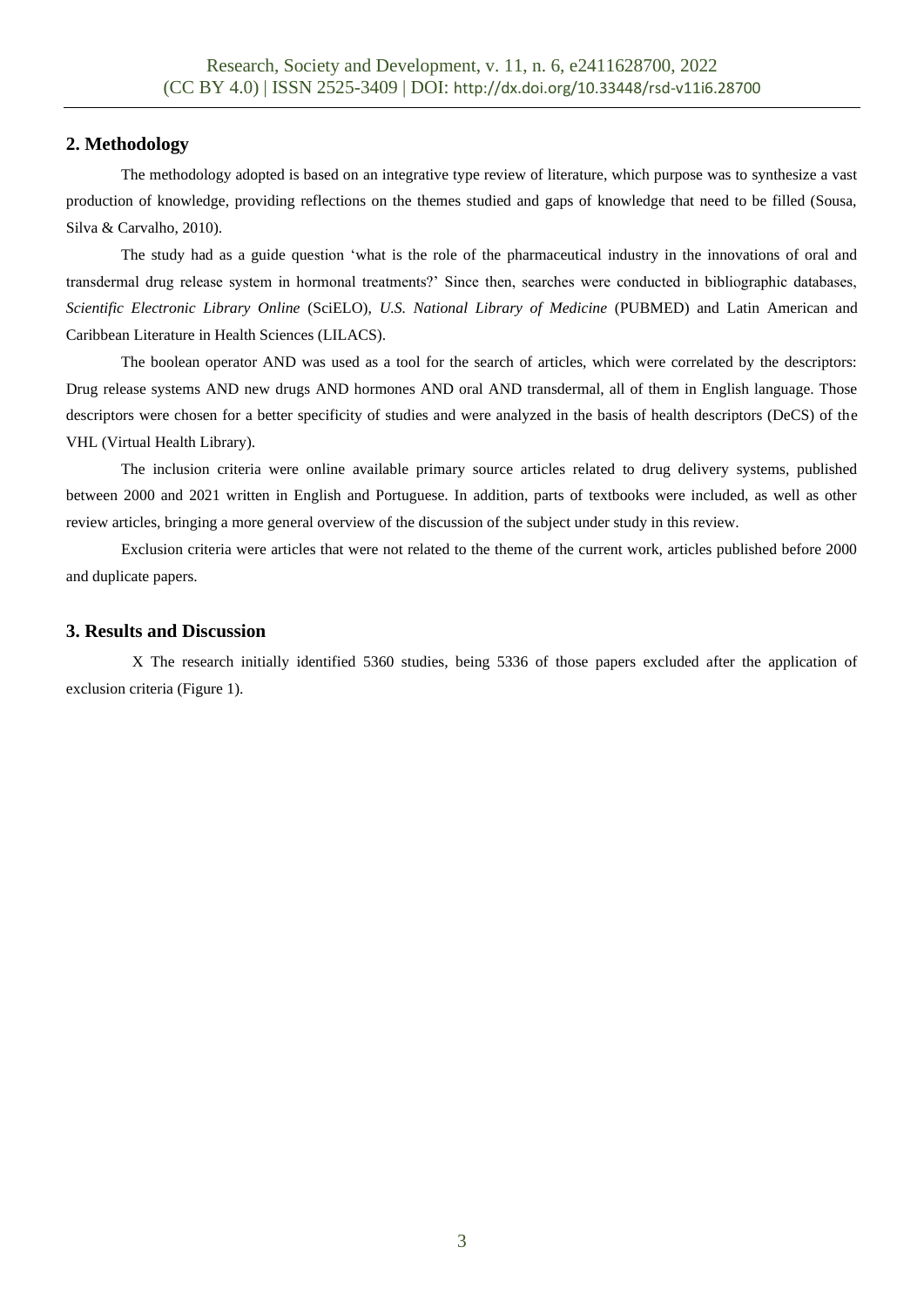## 2. Methodology

The methodology adopted is based on an integrative type review of literature, which purpose was to synthesize a vast production of knowledge, providing reflections on the themes studied and gaps of knowledge that need to be filled (Sousa, Silva & Carvalho, 2010).

The study had as a guide question 'what is the role of the pharmaceutical industry in the innovations of oral and transdermal drug release system in hormonal treatments?' Since then, searches were conducted in bibliographic databases, *Scientific Electronic Library Online* (SciELO), *U.S. National Library of Medicine* (PUBMED) and Latin American and Caribbean Literature in Health Sciences (LILACS).

The boolean operator AND was used as a tool for the search of articles, which were correlated by the descriptors: Drug release systems AND new drugs AND hormones AND oral AND transdermal, all of them in English language. Those descriptors were chosen for a better specificity of studies and were analyzed in the basis of health descriptors (DeCS) of the VHL (Virtual Health Library).

The inclusion criteria were online available primary source articles related to drug delivery systems, published between 2000 and 2021 written in English and Portuguese. In addition, parts of textbooks were included, as well as other review articles, bringing a more general overview of the discussion of the subject under study in this review.

Exclusion criteria were articles that were not related to the theme of the current work, articles published before 2000 and duplicate papers.

## 3. Results and Discussion

X The research initially identified 5360 studies, being 5336 of those papers excluded after the application of exclusion criteria (Figure 1).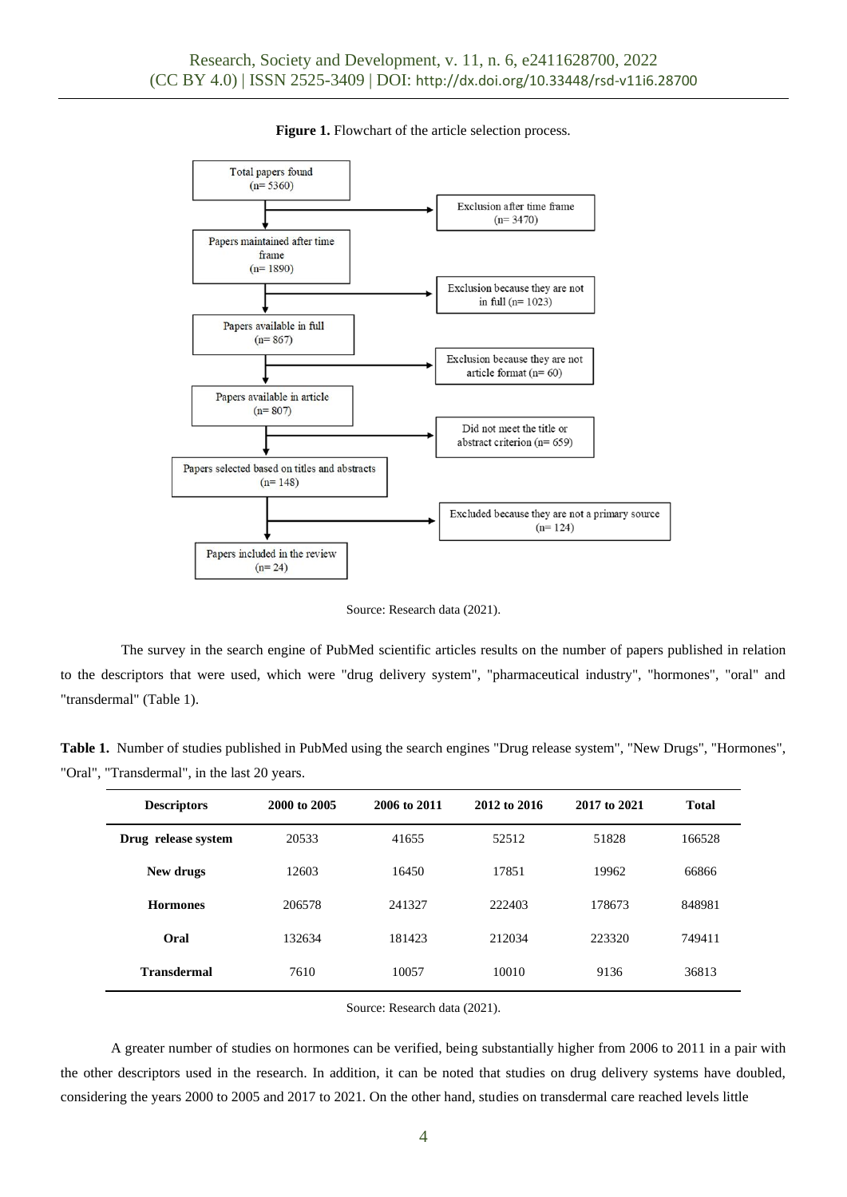**Figure 1.** Flowchart of the article selection process.

Total papers found (n= 5360)

Exclusion after time frame (n= 3470)

Papers maintained after time frame (n= 1890)

Exclusion because they are not in full (n= 1023)

Papers available in full (n= 867)

Exclusion because they are not article format (n= 60)

Papers available in article (n= 807)

Did not meet the title or abstract criterion (n= 659)

Papers selected based on titles and abstracts (n= 148)

Excluded because they are not a primary source (n= 124)

Papers included in the review (n= 24)

Source: Research data (2021).

The survey in the search engine of PubMed scientific articles results on the number of papers published in relation to the descriptors that were used, which were "drug delivery system", "pharmaceutical industry", "hormones", "oral" and "transdermal" (Table 1).

**Table 1.** Number of studies published in PubMed using the search engines "Drug release system", "New Drugs", "Hormones", "Oral", "Transdermal", in the last 20 years.

| Descriptors | 2000 to 2005 | 2006 to 2011 | 2012 to 2016 | 2017 to 2021 | Total |
|---|---|---|---|---|---|
| **Drug release system** | 20533 | 41655 | 52512 | 51828 | 166528 |
| **New drugs** | 12603 | 16450 | 17851 | 19962 | 66866 |
| **Hormones** | 206578 | 241327 | 222403 | 178673 | 848981 |
| **Oral** | 132634 | 181423 | 212034 | 223320 | 749411 |
| **Transdermal** | 7610 | 10057 | 10010 | 9136 | 36813 |

Source: Research data (2021).

A greater number of studies on hormones can be verified, being substantially higher from 2006 to 2011 in a pair with the other descriptors used in the research. In addition, it can be noted that studies on drug delivery systems have doubled, considering the years 2000 to 2005 and 2017 to 2021. On the other hand, studies on transdermal care reached levels little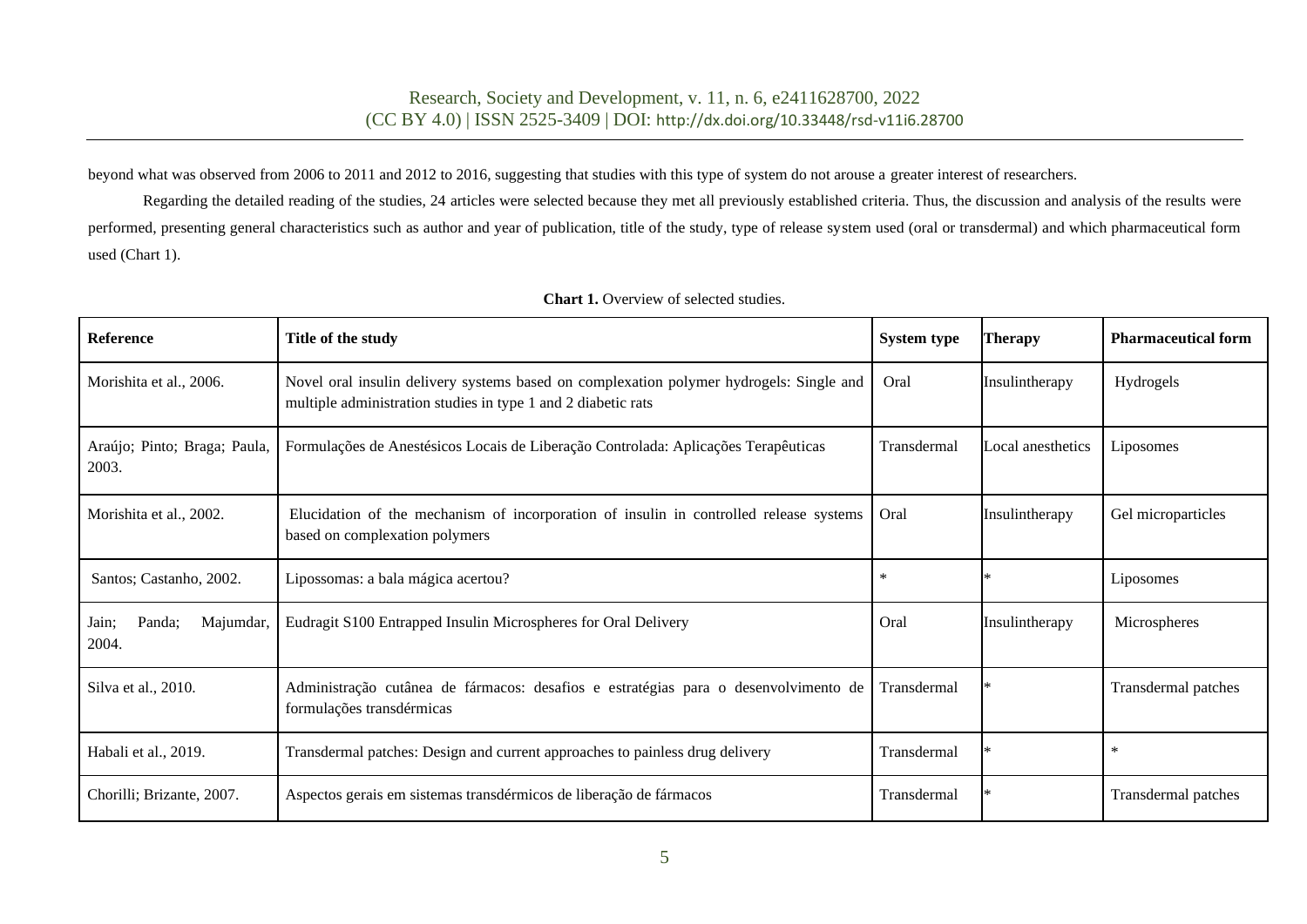beyond what was observed from 2006 to 2011 and 2012 to 2016, suggesting that studies with this type of system do not arouse a greater interest of researchers.

Regarding the detailed reading of the studies, 24 articles were selected because they met all previously established criteria. Thus, the discussion and analysis of the results were performed, presenting general characteristics such as author and year of publication, title of the study, type of release system used (oral or transdermal) and which pharmaceutical form used (Chart 1).

**Chart 1.** Overview of selected studies.

| Reference | Title of the study | System type | Therapy | Pharmaceutical form |
|---|---|---|---|---|
| Morishita et al., 2006. | Novel oral insulin delivery systems based on complexation polymer hydrogels: Single and multiple administration studies in type 1 and 2 diabetic rats | Oral | Insulintherapy | Hydrogels |
| Araújo; Pinto; Braga; Paula, 2003. | Formulações de Anestésicos Locais de Liberação Controlada: Aplicações Terapêuticas | Transdermal | Local anesthetics | Liposomes |
| Morishita et al., 2002. | Elucidation of the mechanism of incorporation of insulin in controlled release systems based on complexation polymers | Oral | Insulintherapy | Gel microparticles |
| Santos; Castanho, 2002. | Lipossomas: a bala mágica acertou? | * | * | Liposomes |
| Jain; Panda; Majumdar, 2004. | Eudragit S100 Entrapped Insulin Microspheres for Oral Delivery | Oral | Insulintherapy | Microspheres |
| Silva et al., 2010. | Administração cutânea de fármacos: desafios e estratégias para o desenvolvimento de formulações transdérmicas | Transdermal | * | Transdermal patches |
| Habali et al., 2019. | Transdermal patches: Design and current approaches to painless drug delivery | Transdermal | * | * |
| Chorilli; Brizante, 2007. | Aspectos gerais em sistemas transdérmicos de liberação de fármacos | Transdermal | * | Transdermal patches |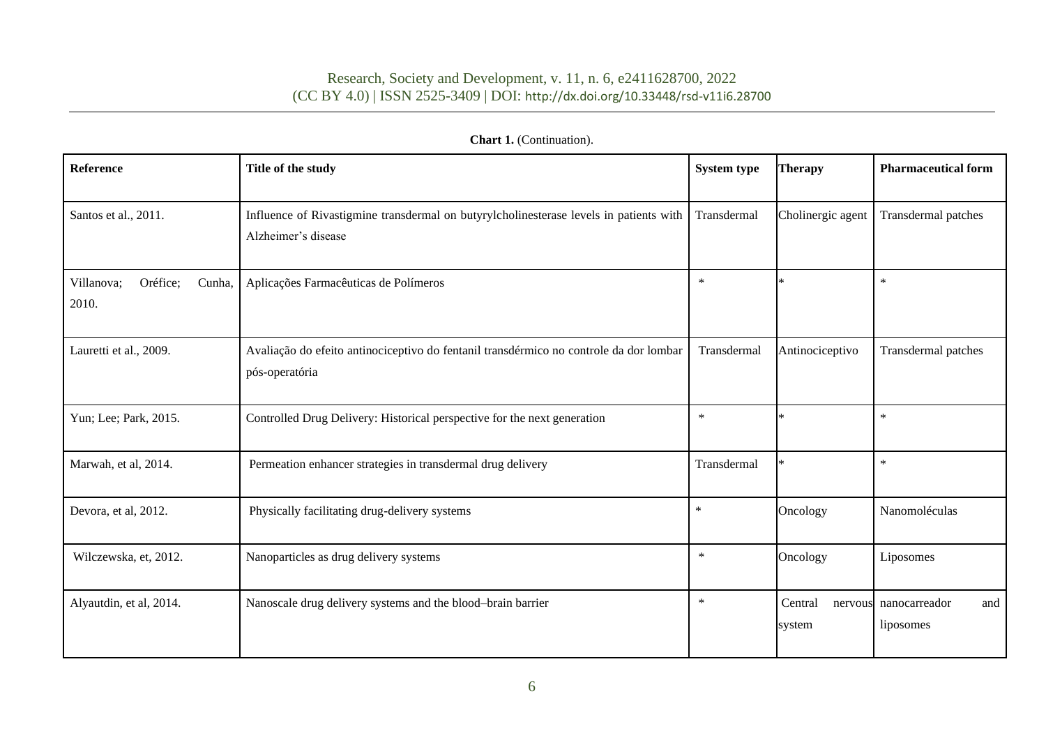**Chart 1.** (Continuation).

| Reference | Title of the study | System type | Therapy | Pharmaceutical form |
|---|---|---|---|---|
| Santos et al., 2011. | Influence of Rivastigmine transdermal on butyrylcholinesterase levels in patients with Alzheimer's disease | Transdermal | Cholinergic agent | Transdermal patches |
| Villanova; Oréfice; Cunha, 2010. | Aplicações Farmacêuticas de Polímeros | * | * | * |
| Lauretti et al., 2009. | Avaliação do efeito antinociceptivo do fentanil transdérmico no controle da dor lombar pós-operatória | Transdermal | Antinociceptivo | Transdermal patches |
| Yun; Lee; Park, 2015. | Controlled Drug Delivery: Historical perspective for the next generation | * | * | * |
| Marwah, et al, 2014. | Permeation enhancer strategies in transdermal drug delivery | Transdermal | * | * |
| Devora, et al, 2012. | Physically facilitating drug-delivery systems | * | Oncology | Nanomoléculas |
| Wilczewska, et, 2012. | Nanoparticles as drug delivery systems | * | Oncology | Liposomes |
| Alyautdin, et al, 2014. | Nanoscale drug delivery systems and the blood–brain barrier | * | Central nervous system | nanocarreador and liposomes |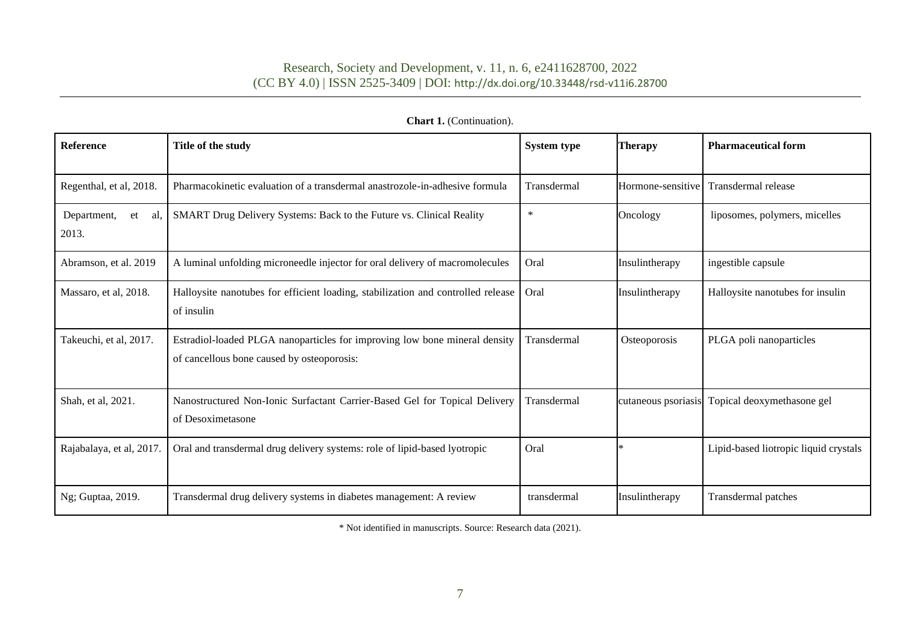**Chart 1.** (Continuation).

| Reference | Title of the study | System type | Therapy | Pharmaceutical form |
|---|---|---|---|---|
| Regenthal, et al, 2018. | Pharmacokinetic evaluation of a transdermal anastrozole-in-adhesive formula | Transdermal | Hormone-sensitive | Transdermal release |
| Department, et al, 2013. | SMART Drug Delivery Systems: Back to the Future vs. Clinical Reality | * | Oncology | liposomes, polymers, micelles |
| Abramson, et al. 2019 | A luminal unfolding microneedle injector for oral delivery of macromolecules | Oral | Insulintherapy | ingestible capsule |
| Massaro, et al, 2018. | Halloysite nanotubes for efficient loading, stabilization and controlled release of insulin | Oral | Insulintherapy | Halloysite nanotubes for insulin |
| Takeuchi, et al, 2017. | Estradiol-loaded PLGA nanoparticles for improving low bone mineral density of cancellous bone caused by osteoporosis: | Transdermal | Osteoporosis | PLGA poli nanoparticles |
| Shah, et al, 2021. | Nanostructured Non-Ionic Surfactant Carrier-Based Gel for Topical Delivery of Desoximetasone | Transdermal | cutaneous psoriasis | Topical deoxymethasone gel |
| Rajabalaya, et al, 2017. | Oral and transdermal drug delivery systems: role of lipid-based lyotropic | Oral | * | Lipid-based liotropic liquid crystals |
| Ng; Guptaa, 2019. | Transdermal drug delivery systems in diabetes management: A review | transdermal | Insulintherapy | Transdermal patches |

* Not identified in manuscripts. Source: Research data (2021).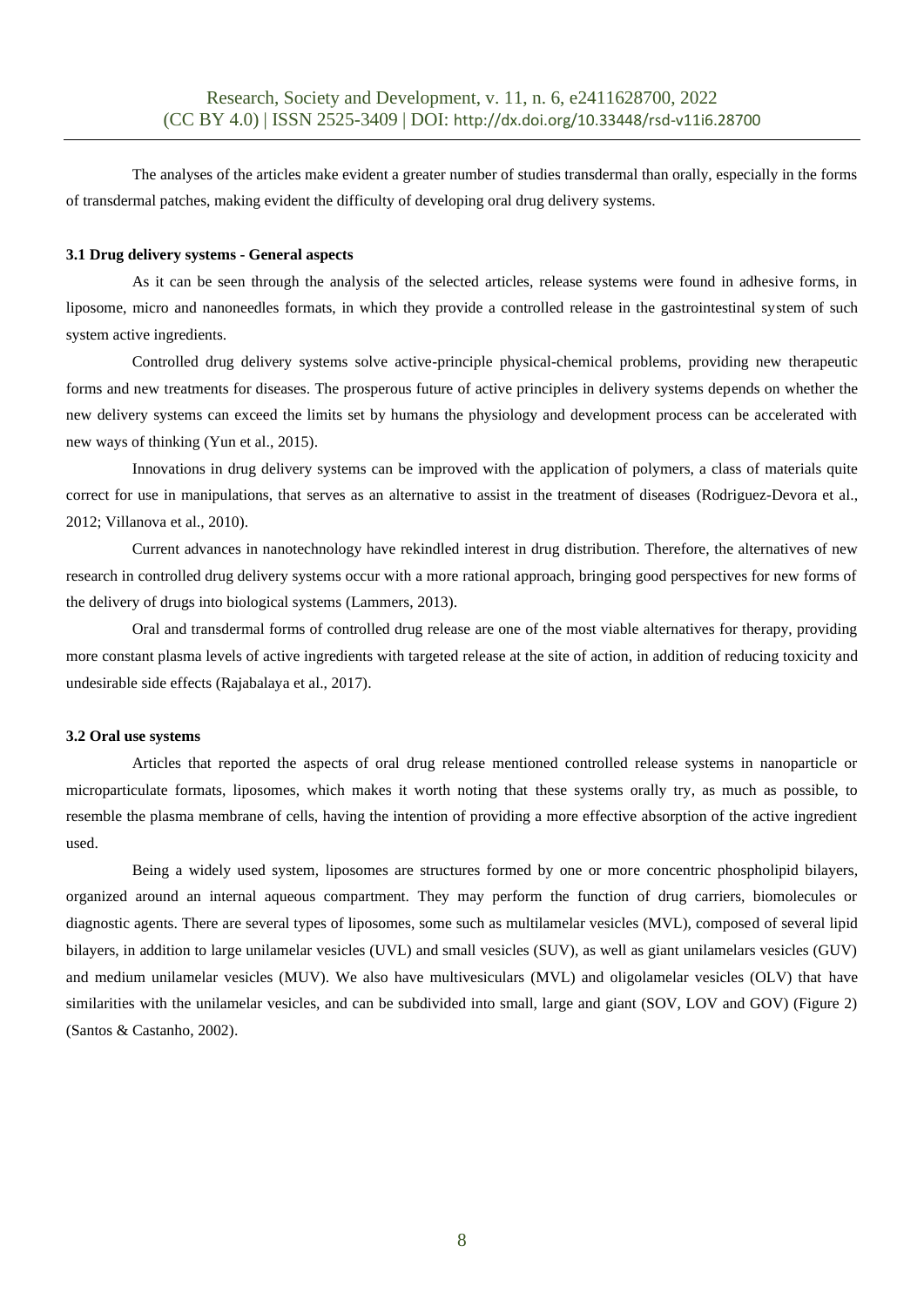The analyses of the articles make evident a greater number of studies transdermal than orally, especially in the forms of transdermal patches, making evident the difficulty of developing oral drug delivery systems.

### 3.1 Drug delivery systems - General aspects

As it can be seen through the analysis of the selected articles, release systems were found in adhesive forms, in liposome, micro and nanoneedles formats, in which they provide a controlled release in the gastrointestinal system of such system active ingredients.

Controlled drug delivery systems solve active-principle physical-chemical problems, providing new therapeutic forms and new treatments for diseases. The prosperous future of active principles in delivery systems depends on whether the new delivery systems can exceed the limits set by humans the physiology and development process can be accelerated with new ways of thinking (Yun et al., 2015).

Innovations in drug delivery systems can be improved with the application of polymers, a class of materials quite correct for use in manipulations, that serves as an alternative to assist in the treatment of diseases (Rodriguez-Devora et al., 2012; Villanova et al., 2010).

Current advances in nanotechnology have rekindled interest in drug distribution. Therefore, the alternatives of new research in controlled drug delivery systems occur with a more rational approach, bringing good perspectives for new forms of the delivery of drugs into biological systems (Lammers, 2013).

Oral and transdermal forms of controlled drug release are one of the most viable alternatives for therapy, providing more constant plasma levels of active ingredients with targeted release at the site of action, in addition of reducing toxicity and undesirable side effects (Rajabalaya et al., 2017).

### 3.2 Oral use systems

Articles that reported the aspects of oral drug release mentioned controlled release systems in nanoparticle or microparticulate formats, liposomes, which makes it worth noting that these systems orally try, as much as possible, to resemble the plasma membrane of cells, having the intention of providing a more effective absorption of the active ingredient used.

Being a widely used system, liposomes are structures formed by one or more concentric phospholipid bilayers, organized around an internal aqueous compartment. They may perform the function of drug carriers, biomolecules or diagnostic agents. There are several types of liposomes, some such as multilamelar vesicles (MVL), composed of several lipid bilayers, in addition to large unilamelar vesicles (UVL) and small vesicles (SUV), as well as giant unilamelars vesicles (GUV) and medium unilamelar vesicles (MUV). We also have multivesiculars (MVL) and oligolamelar vesicles (OLV) that have similarities with the unilamelar vesicles, and can be subdivided into small, large and giant (SOV, LOV and GOV) (Figure 2) (Santos & Castanho, 2002).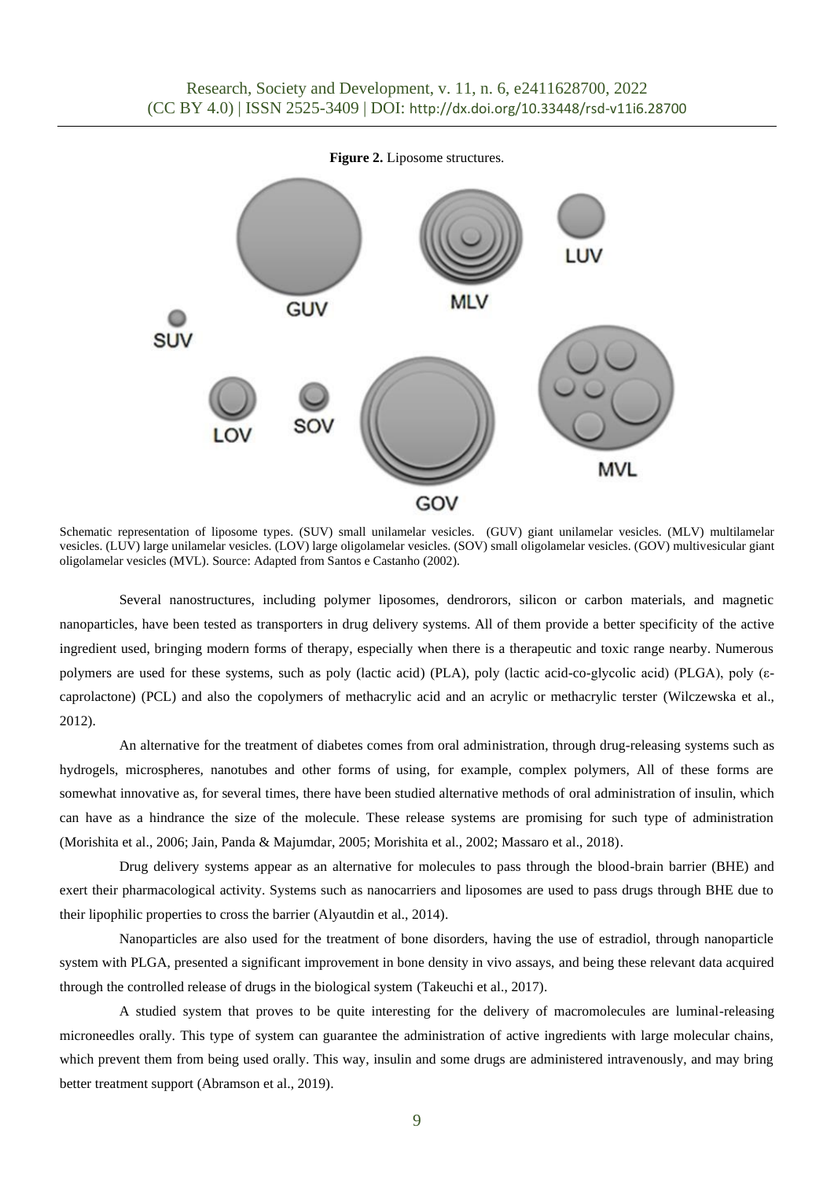**Figure 2.** Liposome structures.

Schematic representation of liposome types. (SUV) small unilamelar vesicles. (GUV) giant unilamelar vesicles. (MLV) multilamelar vesicles. (LUV) large unilamelar vesicles. (LOV) large oligolamelar vesicles. (SOV) small oligolamelar vesicles. (GOV) multivesicular giant oligolamelar vesicles (MVL). Source: Adapted from Santos e Castanho (2002).

Several nanostructures, including polymer liposomes, dendrorors, silicon or carbon materials, and magnetic nanoparticles, have been tested as transporters in drug delivery systems. All of them provide a better specificity of the active ingredient used, bringing modern forms of therapy, especially when there is a therapeutic and toxic range nearby. Numerous polymers are used for these systems, such as poly (lactic acid) (PLA), poly (lactic acid-co-glycolic acid) (PLGA), poly (ε-caprolactone) (PCL) and also the copolymers of methacrylic acid and an acrylic or methacrylic terster (Wilczewska et al., 2012).

An alternative for the treatment of diabetes comes from oral administration, through drug-releasing systems such as hydrogels, microspheres, nanotubes and other forms of using, for example, complex polymers, All of these forms are somewhat innovative as, for several times, there have been studied alternative methods of oral administration of insulin, which can have as a hindrance the size of the molecule. These release systems are promising for such type of administration (Morishita et al., 2006; Jain, Panda & Majumdar, 2005; Morishita et al., 2002; Massaro et al., 2018).

Drug delivery systems appear as an alternative for molecules to pass through the blood-brain barrier (BHE) and exert their pharmacological activity. Systems such as nanocarriers and liposomes are used to pass drugs through BHE due to their lipophilic properties to cross the barrier (Alyautdin et al., 2014).

Nanoparticles are also used for the treatment of bone disorders, having the use of estradiol, through nanoparticle system with PLGA, presented a significant improvement in bone density in vivo assays, and being these relevant data acquired through the controlled release of drugs in the biological system (Takeuchi et al., 2017).

A studied system that proves to be quite interesting for the delivery of macromolecules are luminal-releasing microneedles orally. This type of system can guarantee the administration of active ingredients with large molecular chains, which prevent them from being used orally. This way, insulin and some drugs are administered intravenously, and may bring better treatment support (Abramson et al., 2019).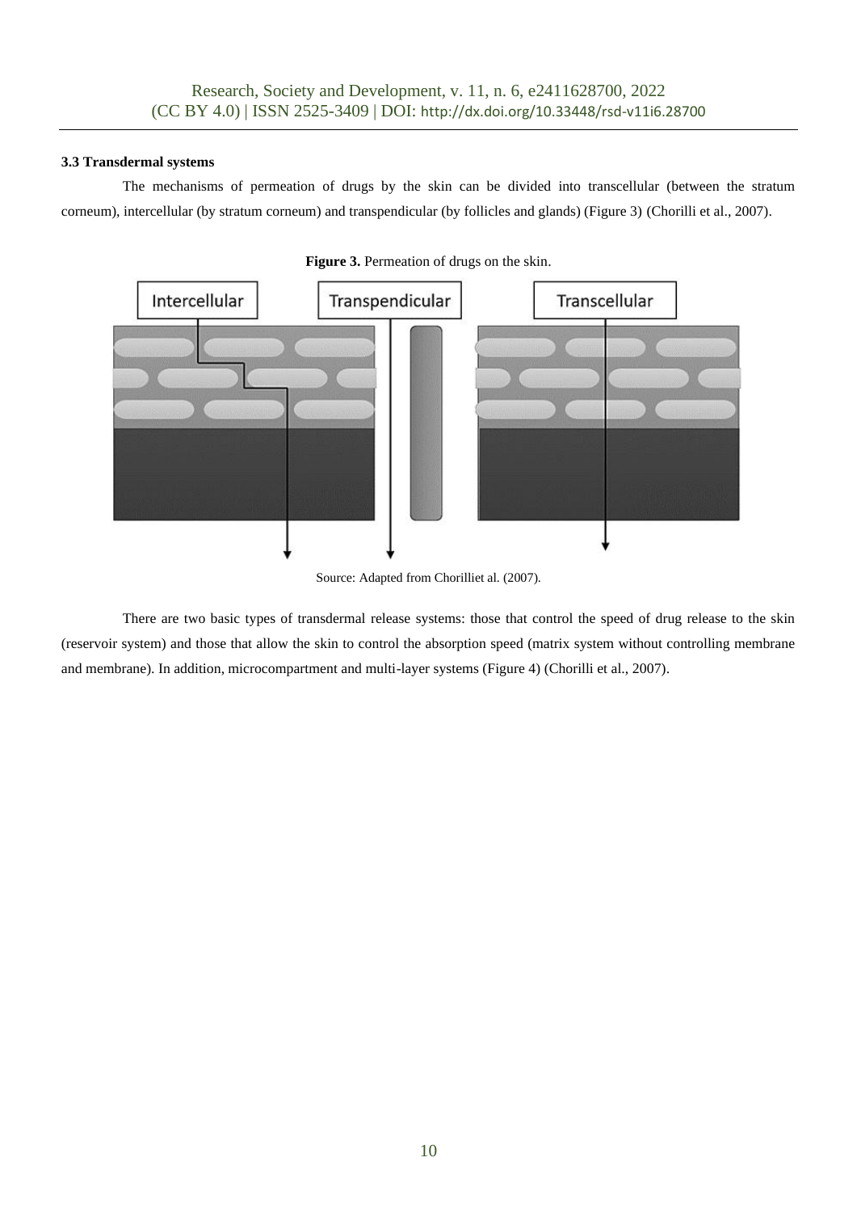### 3.3 Transdermal systems

The mechanisms of permeation of drugs by the skin can be divided into transcellular (between the stratum corneum), intercellular (by stratum corneum) and transpendicular (by follicles and glands) (Figure 3) (Chorilli et al., 2007).

**Figure 3.** Permeation of drugs on the skin.

Source: Adapted from Chorilliet al. (2007).

There are two basic types of transdermal release systems: those that control the speed of drug release to the skin (reservoir system) and those that allow the skin to control the absorption speed (matrix system without controlling membrane and membrane). In addition, microcompartment and multi-layer systems (Figure 4) (Chorilli et al., 2007).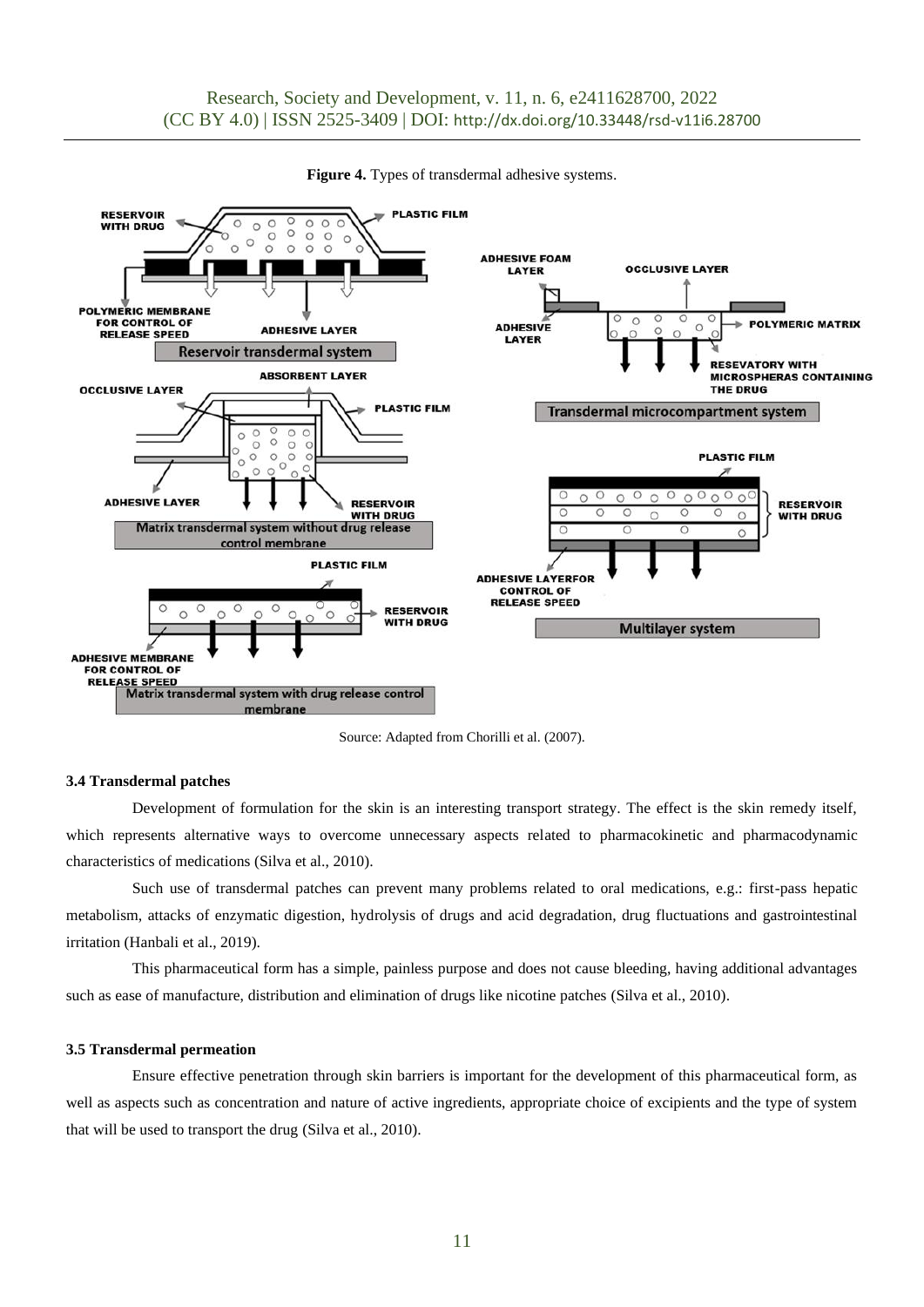**Figure 4.** Types of transdermal adhesive systems.

Source: Adapted from Chorilli et al. (2007).

### 3.4 Transdermal patches

Development of formulation for the skin is an interesting transport strategy. The effect is the skin remedy itself, which represents alternative ways to overcome unnecessary aspects related to pharmacokinetic and pharmacodynamic characteristics of medications (Silva et al., 2010).

Such use of transdermal patches can prevent many problems related to oral medications, e.g.: first-pass hepatic metabolism, attacks of enzymatic digestion, hydrolysis of drugs and acid degradation, drug fluctuations and gastrointestinal irritation (Hanbali et al., 2019).

This pharmaceutical form has a simple, painless purpose and does not cause bleeding, having additional advantages such as ease of manufacture, distribution and elimination of drugs like nicotine patches (Silva et al., 2010).

### 3.5 Transdermal permeation

Ensure effective penetration through skin barriers is important for the development of this pharmaceutical form, as well as aspects such as concentration and nature of active ingredients, appropriate choice of excipients and the type of system that will be used to transport the drug (Silva et al., 2010).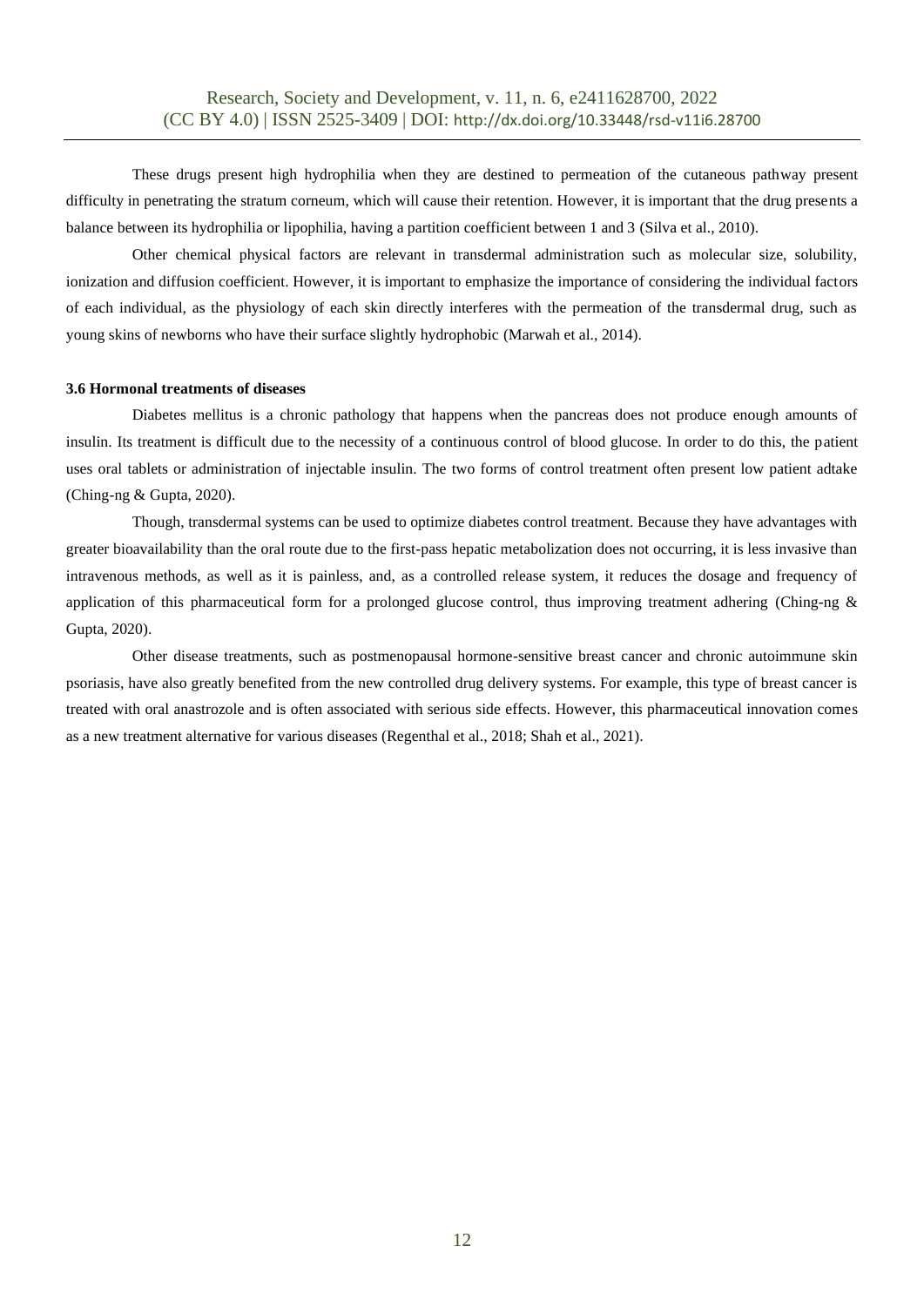These drugs present high hydrophilia when they are destined to permeation of the cutaneous pathway present difficulty in penetrating the stratum corneum, which will cause their retention. However, it is important that the drug presents a balance between its hydrophilia or lipophilia, having a partition coefficient between 1 and 3 (Silva et al., 2010).

Other chemical physical factors are relevant in transdermal administration such as molecular size, solubility, ionization and diffusion coefficient. However, it is important to emphasize the importance of considering the individual factors of each individual, as the physiology of each skin directly interferes with the permeation of the transdermal drug, such as young skins of newborns who have their surface slightly hydrophobic (Marwah et al., 2014).

### 3.6 Hormonal treatments of diseases

Diabetes mellitus is a chronic pathology that happens when the pancreas does not produce enough amounts of insulin. Its treatment is difficult due to the necessity of a continuous control of blood glucose. In order to do this, the patient uses oral tablets or administration of injectable insulin. The two forms of control treatment often present low patient adtake (Ching-ng & Gupta, 2020).

Though, transdermal systems can be used to optimize diabetes control treatment. Because they have advantages with greater bioavailability than the oral route due to the first-pass hepatic metabolization does not occurring, it is less invasive than intravenous methods, as well as it is painless, and, as a controlled release system, it reduces the dosage and frequency of application of this pharmaceutical form for a prolonged glucose control, thus improving treatment adhering (Ching-ng & Gupta, 2020).

Other disease treatments, such as postmenopausal hormone-sensitive breast cancer and chronic autoimmune skin psoriasis, have also greatly benefited from the new controlled drug delivery systems. For example, this type of breast cancer is treated with oral anastrozole and is often associated with serious side effects. However, this pharmaceutical innovation comes as a new treatment alternative for various diseases (Regenthal et al., 2018; Shah et al., 2021).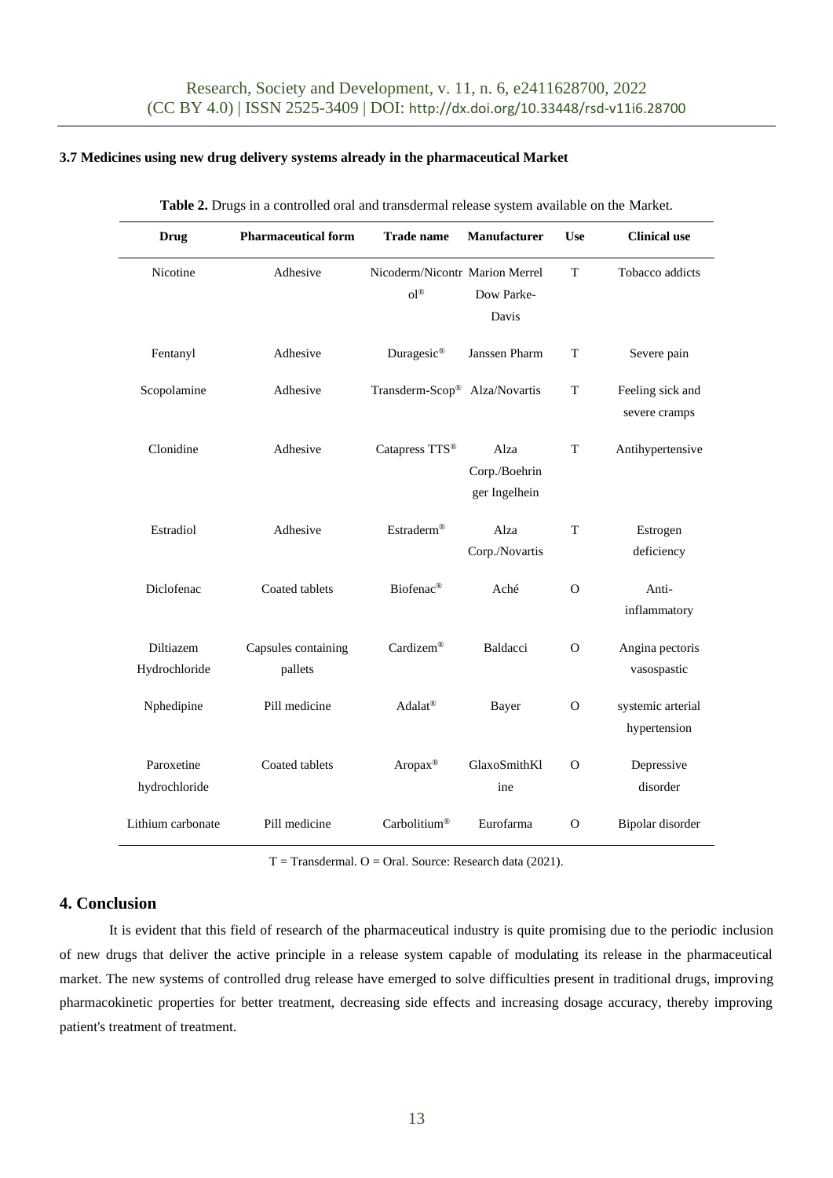### 3.7 Medicines using new drug delivery systems already in the pharmaceutical Market

**Table 2.** Drugs in a controlled oral and transdermal release system available on the Market.

| Drug | Pharmaceutical form | Trade name | Manufacturer | Use | Clinical use |
|---|---|---|---|---|---|
| Nicotine | Adhesive | Nicoderm/Nicontrol® | Marion Merrel Dow Parke-Davis | T | Tobacco addicts |
| Fentanyl | Adhesive | Duragesic® | Janssen Pharm | T | Severe pain |
| Scopolamine | Adhesive | Transderm-Scop® | Alza/Novartis | T | Feeling sick and severe cramps |
| Clonidine | Adhesive | Catapress TTS® | Alza Corp./Boehringer Ingelhein | T | Antihypertensive |
| Estradiol | Adhesive | Estraderm® | Alza Corp./Novartis | T | Estrogen deficiency |
| Diclofenac | Coated tablets | Biofenac® | Aché | O | Anti-inflammatory |
| Diltiazem Hydrochloride | Capsules containing pallets | Cardizem® | Baldacci | O | Angina pectoris vasospastic |
| Nphedipine | Pill medicine | Adalat® | Bayer | O | systemic arterial hypertension |
| Paroxetine hydrochloride | Coated tablets | Aropax® | GlaxoSmithKline | O | Depressive disorder |
| Lithium carbonate | Pill medicine | Carbolitium® | Eurofarma | O | Bipolar disorder |

T = Transdermal. O = Oral. Source: Research data (2021).

## 4. Conclusion

It is evident that this field of research of the pharmaceutical industry is quite promising due to the periodic inclusion of new drugs that deliver the active principle in a release system capable of modulating its release in the pharmaceutical market. The new systems of controlled drug release have emerged to solve difficulties present in traditional drugs, improving pharmacokinetic properties for better treatment, decreasing side effects and increasing dosage accuracy, thereby improving patient's treatment of treatment.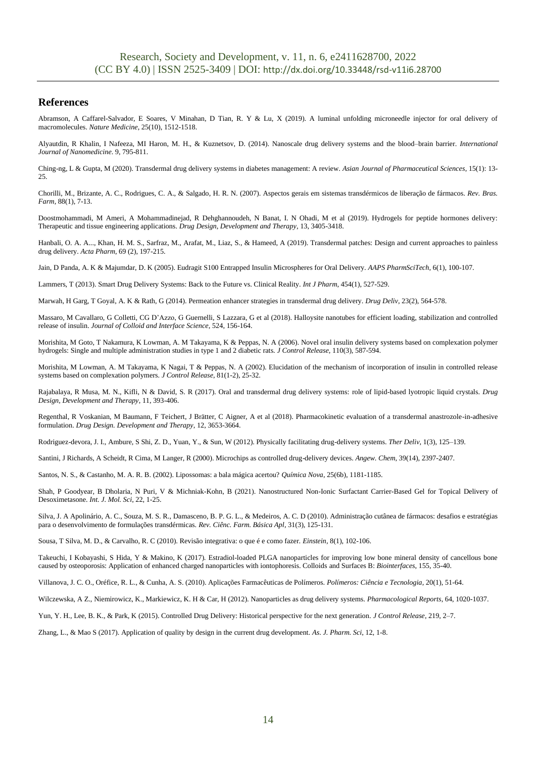## References

Abramson, A Caffarel-Salvador, E Soares, V Minahan, D Tian, R. Y & Lu, X (2019). A luminal unfolding microneedle injector for oral delivery of macromolecules. *Nature Medicine*, 25(10), 1512-1518.

Alyautdin, R Khalin, I Nafeeza, MI Haron, M. H., & Kuznetsov, D. (2014). Nanoscale drug delivery systems and the blood–brain barrier. *International Journal of Nanomedicine*. 9, 795-811.

Ching-ng, L & Gupta, M (2020). Transdermal drug delivery systems in diabetes management: A review. *Asian Journal of Pharmaceutical Sciences*, 15(1): 13-25.

Chorilli, M., Brizante, A. C., Rodrigues, C. A., & Salgado, H. R. N. (2007). Aspectos gerais em sistemas transdérmicos de liberação de fármacos. *Rev. Bras. Farm*, 88(1), 7-13.

Doostmohammadi, M Ameri, A Mohammadinejad, R Dehghannoudeh, N Banat, I. N Ohadi, M et al (2019). Hydrogels for peptide hormones delivery: Therapeutic and tissue engineering applications. *Drug Design, Development and Therapy*, 13, 3405-3418.

Hanbali, O. A. A..., Khan, H. M. S., Sarfraz, M., Arafat, M., Liaz, S., & Hameed, A (2019). Transdermal patches: Design and current approaches to painless drug delivery. *Acta Pharm*, 69 (2), 197-215.

Jain, D Panda, A. K & Majumdar, D. K (2005). Eudragit S100 Entrapped Insulin Microspheres for Oral Delivery. *AAPS PharmSciTech*, 6(1), 100-107.

Lammers, T (2013). Smart Drug Delivery Systems: Back to the Future vs. Clinical Reality. *Int J Pharm*, 454(1), 527-529.

Marwah, H Garg, T Goyal, A. K & Rath, G (2014). Permeation enhancer strategies in transdermal drug delivery. *Drug Deliv*, 23(2), 564-578.

Massaro, M Cavallaro, G Colletti, CG D'Azzo, G Guernelli, S Lazzara, G et al (2018). Halloysite nanotubes for efficient loading, stabilization and controlled release of insulin. *Journal of Colloid and Interface Science*, 524, 156-164.

Morishita, M Goto, T Nakamura, K Lowman, A. M Takayama, K & Peppas, N. A (2006). Novel oral insulin delivery systems based on complexation polymer hydrogels: Single and multiple administration studies in type 1 and 2 diabetic rats. *J Control Release*, 110(3), 587-594.

Morishita, M Lowman, A. M Takayama, K Nagai, T & Peppas, N. A (2002). Elucidation of the mechanism of incorporation of insulin in controlled release systems based on complexation polymers. *J Control Release*, 81(1-2), 25-32.

Rajabalaya, R Musa, M. N., Kifli, N & David, S. R (2017). Oral and transdermal drug delivery systems: role of lipid-based lyotropic liquid crystals. *Drug Design, Development and Therapy*, 11, 393-406.

Regenthal, R Voskanian, M Baumann, F Teichert, J Brätter, C Aigner, A et al (2018). Pharmacokinetic evaluation of a transdermal anastrozole-in-adhesive formulation. *Drug Design. Development and Therapy*, 12, 3653-3664.

Rodriguez-devora, J. I., Ambure, S Shi, Z. D., Yuan, Y., & Sun, W (2012). Physically facilitating drug-delivery systems. *Ther Deliv*, 1(3), 125–139.

Santini, J Richards, A Scheidt, R Cima, M Langer, R (2000). Microchips as controlled drug-delivery devices. *Angew. Chem*, 39(14), 2397-2407.

Santos, N. S., & Castanho, M. A. R. B. (2002). Lipossomas: a bala mágica acertou? *Química Nova*, 25(6b), 1181-1185.

Shah, P Goodyear, B Dholaria, N Puri, V & Michniak-Kohn, B (2021). Nanostructured Non-Ionic Surfactant Carrier-Based Gel for Topical Delivery of Desoximetasone. *Int. J. Mol. Sci*, 22, 1-25.

Silva, J. A Apolinário, A. C., Souza, M. S. R., Damasceno, B. P. G. L., & Medeiros, A. C. D (2010). Administração cutânea de fármacos: desafios e estratégias para o desenvolvimento de formulações transdérmicas. *Rev. Ciênc. Farm. Básica Apl*, 31(3), 125-131.

Sousa, T Silva, M. D., & Carvalho, R. C (2010). Revisão integrativa: o que é e como fazer. *Einstein*, 8(1), 102-106.

Takeuchi, I Kobayashi, S Hida, Y & Makino, K (2017). Estradiol-loaded PLGA nanoparticles for improving low bone mineral density of cancellous bone caused by osteoporosis: Application of enhanced charged nanoparticles with iontophoresis. Colloids and Surfaces B: *Biointerfaces*, 155, 35-40.

Villanova, J. C. O., Oréfice, R. L., & Cunha, A. S. (2010). Aplicações Farmacêuticas de Polímeros. *Polímeros: Ciência e Tecnologia*, 20(1), 51-64.

Wilczewska, A Z., Niemirowicz, K., Markiewicz, K. H & Car, H (2012). Nanoparticles as drug delivery systems. *Pharmacological Reports*, 64, 1020-1037.

Yun, Y. H., Lee, B. K., & Park, K (2015). Controlled Drug Delivery: Historical perspective for the next generation. *J Control Release*, 219, 2–7.

Zhang, L., & Mao S (2017). Application of quality by design in the current drug development. *As. J. Pharm. Sci*, 12, 1-8.